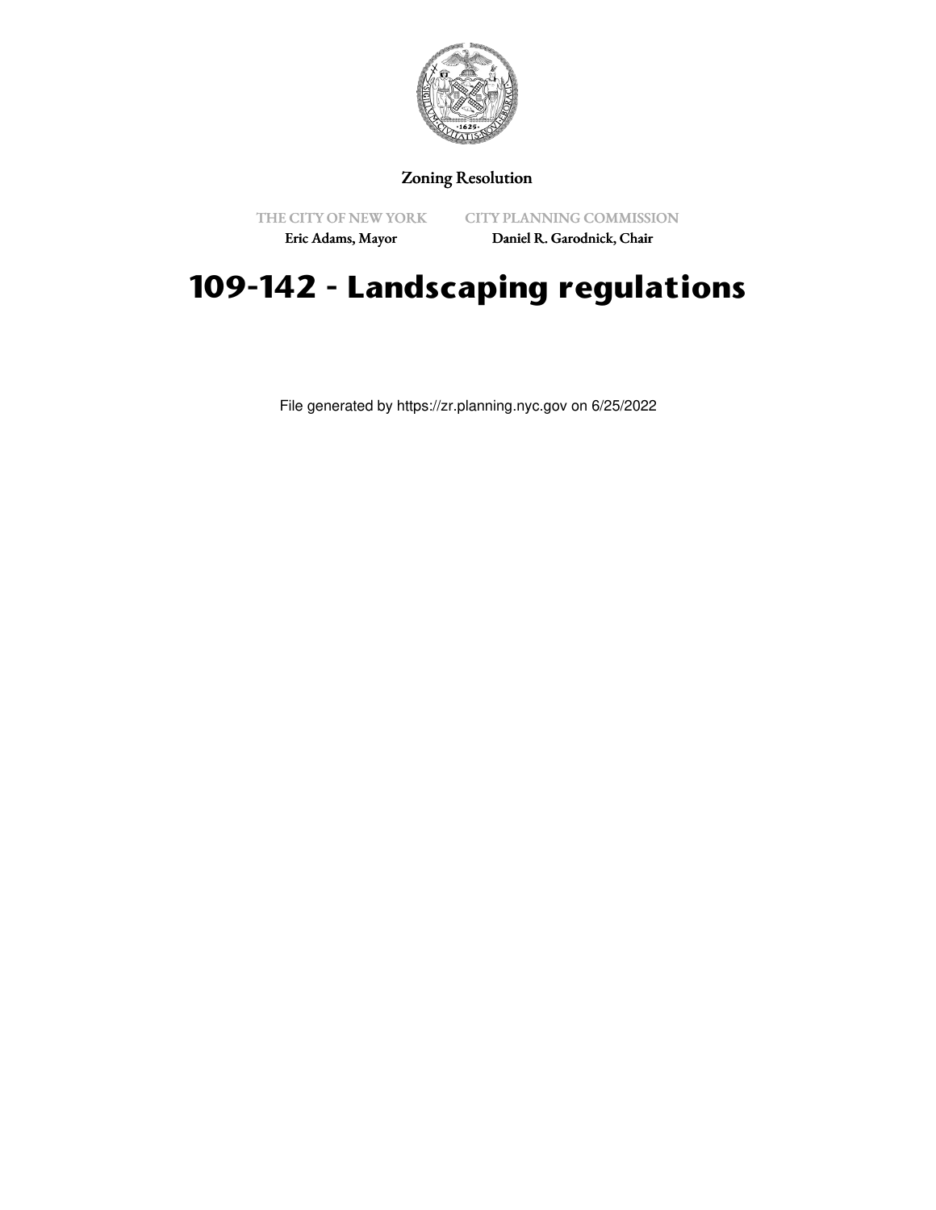Zoning Resolution

THE CITY OF NEW YORK
Eric Adams, Mayor

CITY PLANNING COMMISSION
Daniel R. Garodnick, Chair

# 109-142 - Landscaping regulations

File generated by https://zr.planning.nyc.gov on 6/25/2022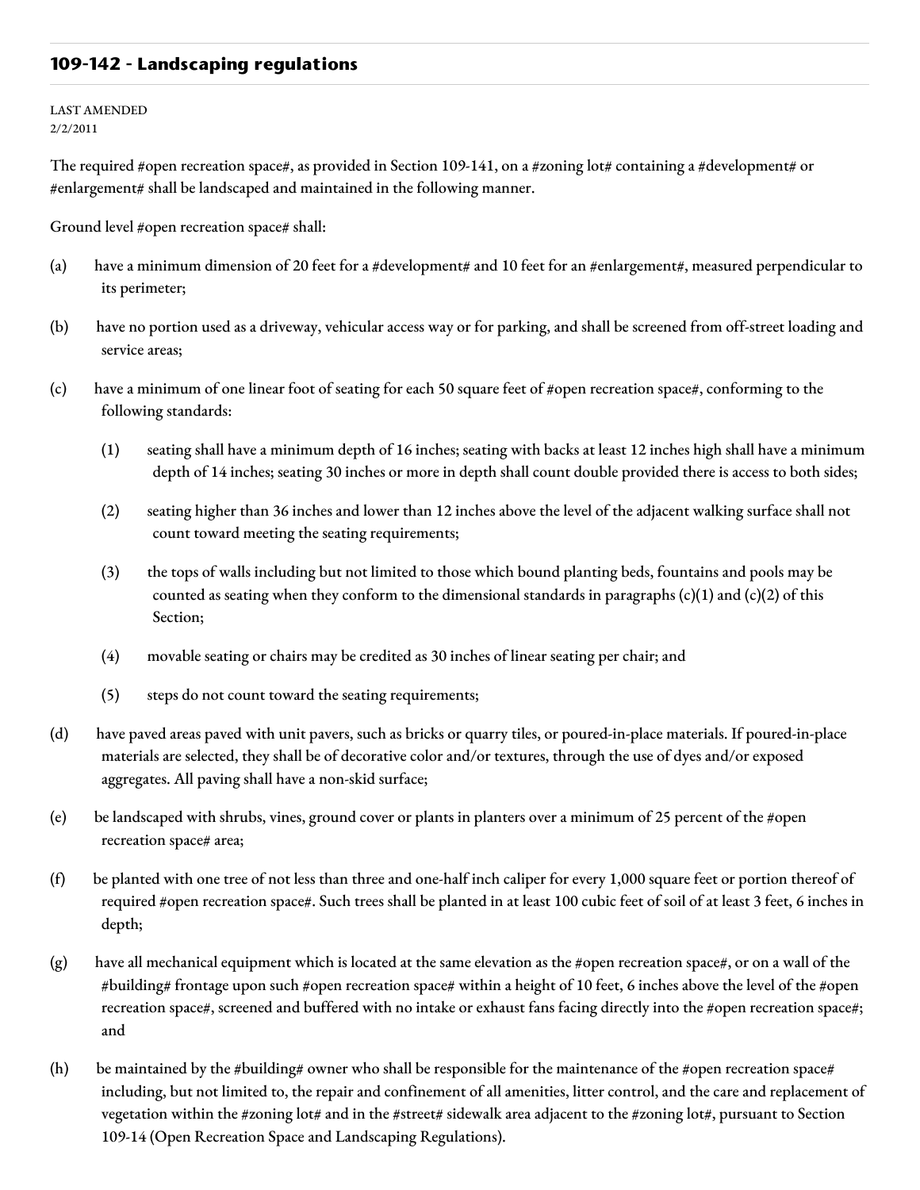## 109-142 - Landscaping regulations

LAST AMENDED
2/2/2011

The required #open recreation space#, as provided in Section 109-141, on a #zoning lot# containing a #development# or #enlargement# shall be landscaped and maintained in the following manner.

Ground level #open recreation space# shall:

(a) have a minimum dimension of 20 feet for a #development# and 10 feet for an #enlargement#, measured perpendicular to its perimeter;

(b) have no portion used as a driveway, vehicular access way or for parking, and shall be screened from off-street loading and service areas;

(c) have a minimum of one linear foot of seating for each 50 square feet of #open recreation space#, conforming to the following standards:

  (1) seating shall have a minimum depth of 16 inches; seating with backs at least 12 inches high shall have a minimum depth of 14 inches; seating 30 inches or more in depth shall count double provided there is access to both sides;

  (2) seating higher than 36 inches and lower than 12 inches above the level of the adjacent walking surface shall not count toward meeting the seating requirements;

  (3) the tops of walls including but not limited to those which bound planting beds, fountains and pools may be counted as seating when they conform to the dimensional standards in paragraphs (c)(1) and (c)(2) of this Section;

  (4) movable seating or chairs may be credited as 30 inches of linear seating per chair; and

  (5) steps do not count toward the seating requirements;

(d) have paved areas paved with unit pavers, such as bricks or quarry tiles, or poured-in-place materials. If poured-in-place materials are selected, they shall be of decorative color and/or textures, through the use of dyes and/or exposed aggregates. All paving shall have a non-skid surface;

(e) be landscaped with shrubs, vines, ground cover or plants in planters over a minimum of 25 percent of the #open recreation space# area;

(f) be planted with one tree of not less than three and one-half inch caliper for every 1,000 square feet or portion thereof of required #open recreation space#. Such trees shall be planted in at least 100 cubic feet of soil of at least 3 feet, 6 inches in depth;

(g) have all mechanical equipment which is located at the same elevation as the #open recreation space#, or on a wall of the #building# frontage upon such #open recreation space# within a height of 10 feet, 6 inches above the level of the #open recreation space#, screened and buffered with no intake or exhaust fans facing directly into the #open recreation space#; and

(h) be maintained by the #building# owner who shall be responsible for the maintenance of the #open recreation space# including, but not limited to, the repair and confinement of all amenities, litter control, and the care and replacement of vegetation within the #zoning lot# and in the #street# sidewalk area adjacent to the #zoning lot#, pursuant to Section 109-14 (Open Recreation Space and Landscaping Regulations).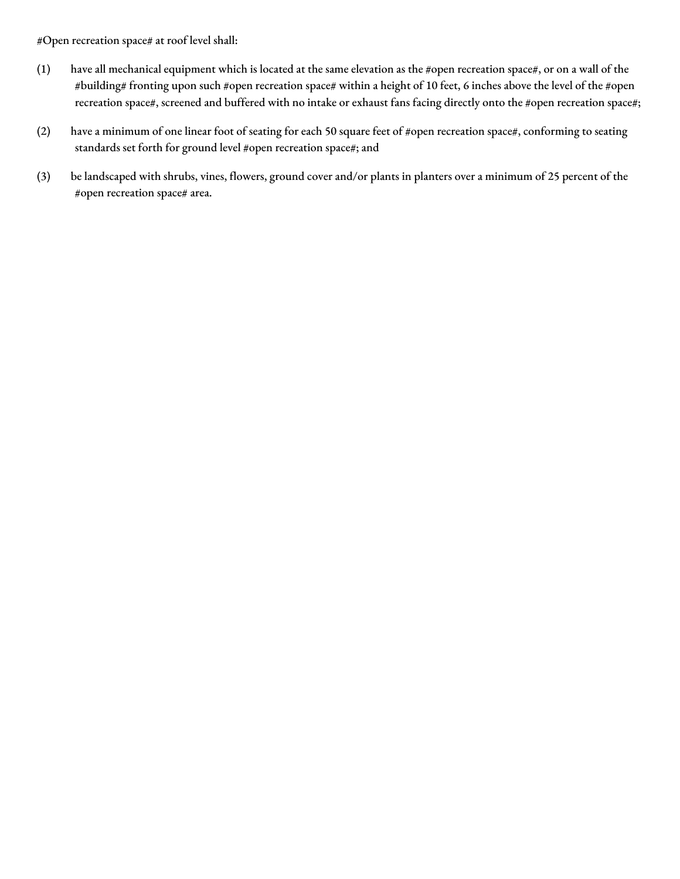#Open recreation space# at roof level shall:

(1) have all mechanical equipment which is located at the same elevation as the #open recreation space#, or on a wall of the #building# fronting upon such #open recreation space# within a height of 10 feet, 6 inches above the level of the #open recreation space#, screened and buffered with no intake or exhaust fans facing directly onto the #open recreation space#;

(2) have a minimum of one linear foot of seating for each 50 square feet of #open recreation space#, conforming to seating standards set forth for ground level #open recreation space#; and

(3) be landscaped with shrubs, vines, flowers, ground cover and/or plants in planters over a minimum of 25 percent of the #open recreation space# area.